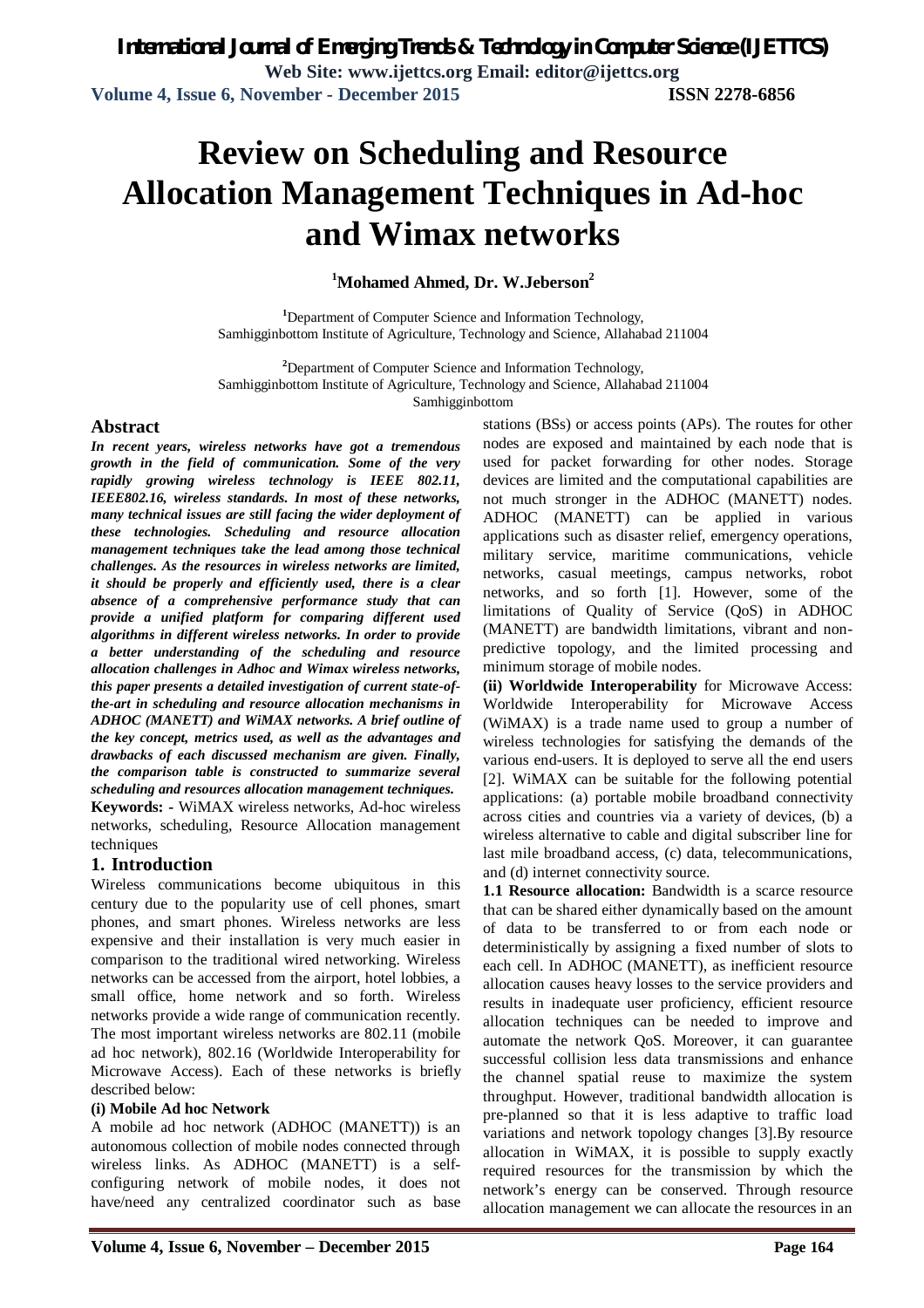# Review on Scheduling and Resource Allocation Management Techniques in Ad-hoc and Wimax networks

**[1]Mohamed Ahmed, Dr. W.Jeberson[2]**

[1]Department of Computer Science and Information Technology,
Samhigginbottom Institute of Agriculture, Technology and Science, Allahabad 211004

[2]Department of Computer Science and Information Technology,
Samhigginbottom Institute of Agriculture, Technology and Science, Allahabad 211004
Samhigginbottom

## Abstract

***In recent years, wireless networks have got a tremendous growth in the field of communication. Some of the very rapidly growing wireless technology is IEEE 802.11, IEEE802.16, wireless standards. In most of these networks, many technical issues are still facing the wider deployment of these technologies. Scheduling and resource allocation management techniques take the lead among those technical challenges. As the resources in wireless networks are limited, it should be properly and efficiently used, there is a clear absence of a comprehensive performance study that can provide a unified platform for comparing different used algorithms in different wireless networks. In order to provide a better understanding of the scheduling and resource allocation challenges in Adhoc and Wimax wireless networks, this paper presents a detailed investigation of current state-of-the-art in scheduling and resource allocation mechanisms in ADHOC (MANETT) and WiMAX networks. A brief outline of the key concept, metrics used, as well as the advantages and drawbacks of each discussed mechanism are given. Finally, the comparison table is constructed to summarize several scheduling and resources allocation management techniques.***

**Keywords: -** WiMAX wireless networks, Ad-hoc wireless networks, scheduling, Resource Allocation management techniques

## 1. Introduction

Wireless communications become ubiquitous in this century due to the popularity use of cell phones, smart phones, and smart phones. Wireless networks are less expensive and their installation is very much easier in comparison to the traditional wired networking. Wireless networks can be accessed from the airport, hotel lobbies, a small office, home network and so forth. Wireless networks provide a wide range of communication recently. The most important wireless networks are 802.11 (mobile ad hoc network), 802.16 (Worldwide Interoperability for Microwave Access). Each of these networks is briefly described below:

**(i) Mobile Ad hoc Network**

A mobile ad hoc network (ADHOC (MANETT)) is an autonomous collection of mobile nodes connected through wireless links. As ADHOC (MANETT) is a self-configuring network of mobile nodes, it does not have/need any centralized coordinator such as base stations (BSs) or access points (APs). The routes for other nodes are exposed and maintained by each node that is used for packet forwarding for other nodes. Storage devices are limited and the computational capabilities are not much stronger in the ADHOC (MANETT) nodes. ADHOC (MANETT) can be applied in various applications such as disaster relief, emergency operations, military service, maritime communications, vehicle networks, casual meetings, campus networks, robot networks, and so forth [1]. However, some of the limitations of Quality of Service (QoS) in ADHOC (MANETT) are bandwidth limitations, vibrant and non-predictive topology, and the limited processing and minimum storage of mobile nodes.

**(ii) Worldwide Interoperability** for Microwave Access: Worldwide Interoperability for Microwave Access (WiMAX) is a trade name used to group a number of wireless technologies for satisfying the demands of the various end-users. It is deployed to serve all the end users [2]. WiMAX can be suitable for the following potential applications: (a) portable mobile broadband connectivity across cities and countries via a variety of devices, (b) a wireless alternative to cable and digital subscriber line for last mile broadband access, (c) data, telecommunications, and (d) internet connectivity source.

**1.1 Resource allocation:** Bandwidth is a scarce resource that can be shared either dynamically based on the amount of data to be transferred to or from each node or deterministically by assigning a fixed number of slots to each cell. In ADHOC (MANETT), as inefficient resource allocation causes heavy losses to the service providers and results in inadequate user proficiency, efficient resource allocation techniques can be needed to improve and automate the network QoS. Moreover, it can guarantee successful collision less data transmissions and enhance the channel spatial reuse to maximize the system throughput. However, traditional bandwidth allocation is pre-planned so that it is less adaptive to traffic load variations and network topology changes [3].By resource allocation in WiMAX, it is possible to supply exactly required resources for the transmission by which the network's energy can be conserved. Through resource allocation management we can allocate the resources in an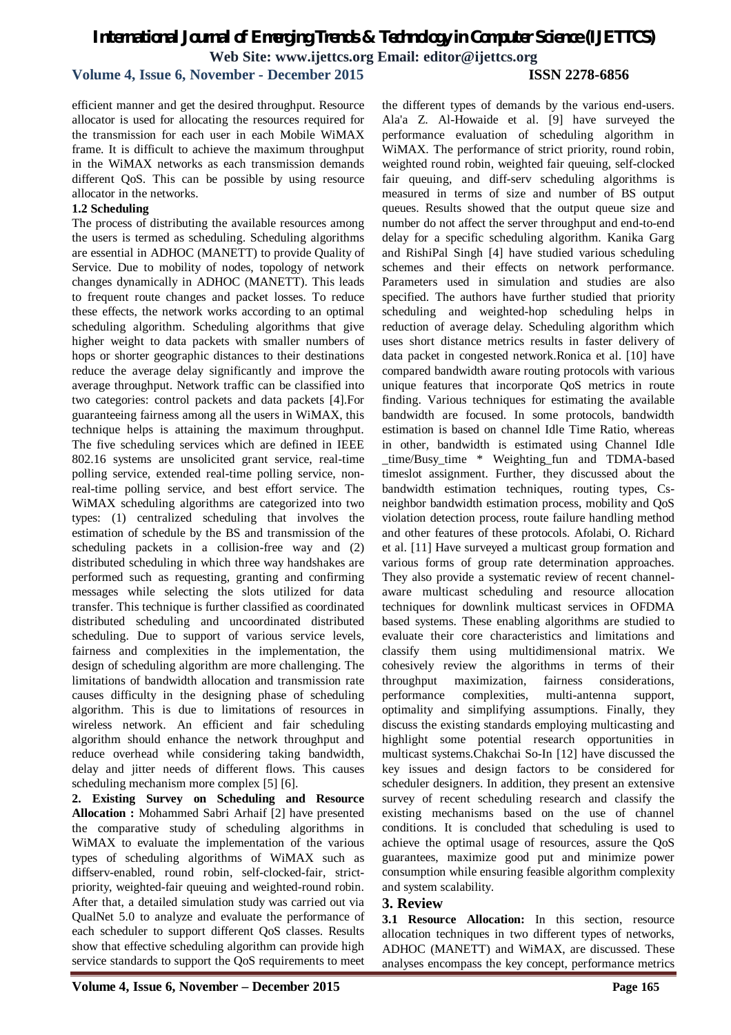efficient manner and get the desired throughput. Resource allocator is used for allocating the resources required for the transmission for each user in each Mobile WiMAX frame. It is difficult to achieve the maximum throughput in the WiMAX networks as each transmission demands different QoS. This can be possible by using resource allocator in the networks.

### 1.2 Scheduling

The process of distributing the available resources among the users is termed as scheduling. Scheduling algorithms are essential in ADHOC (MANETT) to provide Quality of Service. Due to mobility of nodes, topology of network changes dynamically in ADHOC (MANETT). This leads to frequent route changes and packet losses. To reduce these effects, the network works according to an optimal scheduling algorithm. Scheduling algorithms that give higher weight to data packets with smaller numbers of hops or shorter geographic distances to their destinations reduce the average delay significantly and improve the average throughput. Network traffic can be classified into two categories: control packets and data packets [4].For guaranteeing fairness among all the users in WiMAX, this technique helps is attaining the maximum throughput. The five scheduling services which are defined in IEEE 802.16 systems are unsolicited grant service, real-time polling service, extended real-time polling service, non-real-time polling service, and best effort service. The WiMAX scheduling algorithms are categorized into two types: (1) centralized scheduling that involves the estimation of schedule by the BS and transmission of the scheduling packets in a collision-free way and (2) distributed scheduling in which three way handshakes are performed such as requesting, granting and confirming messages while selecting the slots utilized for data transfer. This technique is further classified as coordinated distributed scheduling and uncoordinated distributed scheduling. Due to support of various service levels, fairness and complexities in the implementation, the design of scheduling algorithm are more challenging. The limitations of bandwidth allocation and transmission rate causes difficulty in the designing phase of scheduling algorithm. This is due to limitations of resources in wireless network. An efficient and fair scheduling algorithm should enhance the network throughput and reduce overhead while considering taking bandwidth, delay and jitter needs of different flows. This causes scheduling mechanism more complex [5] [6].

**2. Existing Survey on Scheduling and Resource Allocation :** Mohammed Sabri Arhaif [2] have presented the comparative study of scheduling algorithms in WiMAX to evaluate the implementation of the various types of scheduling algorithms of WiMAX such as diffserv-enabled, round robin, self-clocked-fair, strict-priority, weighted-fair queuing and weighted-round robin. After that, a detailed simulation study was carried out via QualNet 5.0 to analyze and evaluate the performance of each scheduler to support different QoS classes. Results show that effective scheduling algorithm can provide high service standards to support the QoS requirements to meet the different types of demands by the various end-users. Ala'a Z. Al-Howaide et al. [9] have surveyed the performance evaluation of scheduling algorithm in WiMAX. The performance of strict priority, round robin, weighted round robin, weighted fair queuing, self-clocked fair queuing, and diff-serv scheduling algorithms is measured in terms of size and number of BS output queues. Results showed that the output queue size and number do not affect the server throughput and end-to-end delay for a specific scheduling algorithm. Kanika Garg and RishiPal Singh [4] have studied various scheduling schemes and their effects on network performance. Parameters used in simulation and studies are also specified. The authors have further studied that priority scheduling and weighted-hop scheduling helps in reduction of average delay. Scheduling algorithm which uses short distance metrics results in faster delivery of data packet in congested network.Ronica et al. [10] have compared bandwidth aware routing protocols with various unique features that incorporate QoS metrics in route finding. Various techniques for estimating the available bandwidth are focused. In some protocols, bandwidth estimation is based on channel Idle Time Ratio, whereas in other, bandwidth is estimated using Channel Idle _time/Busy_time * Weighting_fun and TDMA-based timeslot assignment. Further, they discussed about the bandwidth estimation techniques, routing types, Cs-neighbor bandwidth estimation process, mobility and QoS violation detection process, route failure handling method and other features of these protocols. Afolabi, O. Richard et al. [11] Have surveyed a multicast group formation and various forms of group rate determination approaches. They also provide a systematic review of recent channel-aware multicast scheduling and resource allocation techniques for downlink multicast services in OFDMA based systems. These enabling algorithms are studied to evaluate their core characteristics and limitations and classify them using multidimensional matrix. We cohesively review the algorithms in terms of their throughput maximization, fairness considerations, performance complexities, multi-antenna support, optimality and simplifying assumptions. Finally, they discuss the existing standards employing multicasting and highlight some potential research opportunities in multicast systems.Chakchai So-In [12] have discussed the key issues and design factors to be considered for scheduler designers. In addition, they present an extensive survey of recent scheduling research and classify the existing mechanisms based on the use of channel conditions. It is concluded that scheduling is used to achieve the optimal usage of resources, assure the QoS guarantees, maximize good put and minimize power consumption while ensuring feasible algorithm complexity and system scalability.

## 3. Review

**3.1 Resource Allocation:** In this section, resource allocation techniques in two different types of networks, ADHOC (MANETT) and WiMAX, are discussed. These analyses encompass the key concept, performance metrics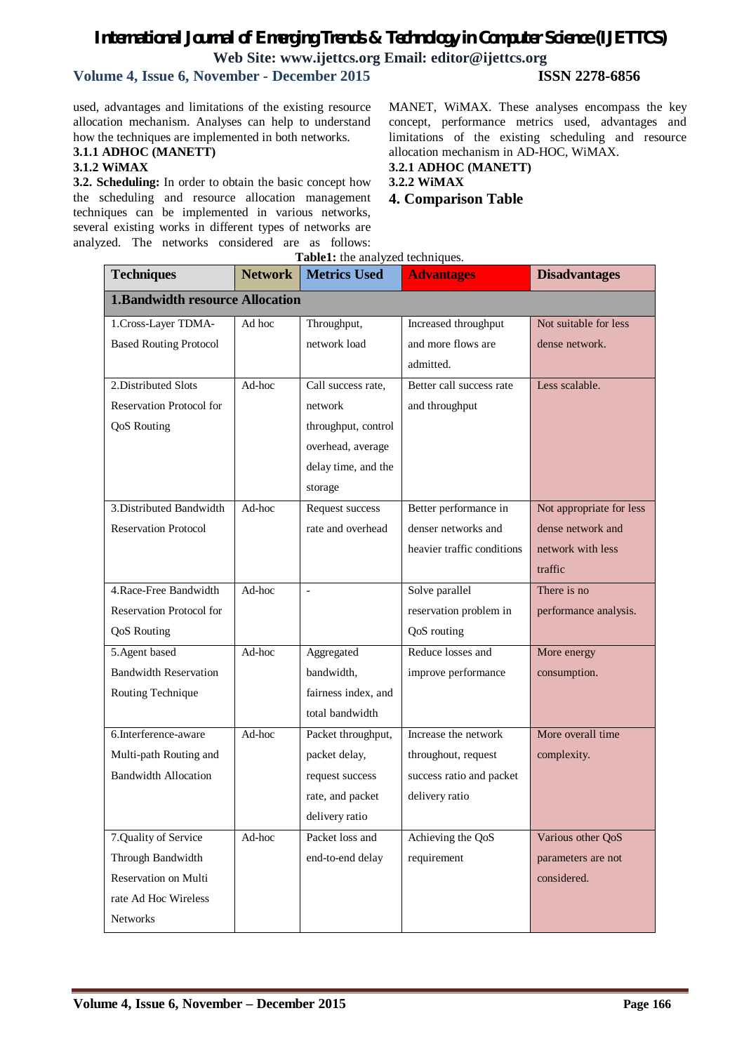used, advantages and limitations of the existing resource allocation mechanism. Analyses can help to understand how the techniques are implemented in both networks.

**3.1.1 ADHOC (MANETT)**

**3.1.2 WiMAX**

**3.2. Scheduling:** In order to obtain the basic concept how the scheduling and resource allocation management techniques can be implemented in various networks, several existing works in different types of networks are analyzed. The networks considered are as follows: MANET, WiMAX. These analyses encompass the key concept, performance metrics used, advantages and limitations of the existing scheduling and resource allocation mechanism in AD-HOC, WiMAX.

**3.2.1 ADHOC (MANETT)**

**3.2.2 WiMAX**

## 4. Comparison Table

**Table1:** the analyzed techniques.

| Techniques | Network | Metrics Used | Advantages | Disadvantages |
|---|---|---|---|---|
| **1.Bandwidth resource Allocation** | | | | |
| 1.Cross-Layer TDMA-Based Routing Protocol | Ad hoc | Throughput, network load | Increased throughput and more flows are admitted. | Not suitable for less dense network. |
| 2.Distributed Slots Reservation Protocol for QoS Routing | Ad-hoc | Call success rate, network throughput, control overhead, average delay time, and the storage | Better call success rate and throughput | Less scalable. |
| 3.Distributed Bandwidth Reservation Protocol | Ad-hoc | Request success rate and overhead | Better performance in denser networks and heavier traffic conditions | Not appropriate for less dense network and network with less traffic |
| 4.Race-Free Bandwidth Reservation Protocol for QoS Routing | Ad-hoc | - | Solve parallel reservation problem in QoS routing | There is no performance analysis. |
| 5.Agent based Bandwidth Reservation Routing Technique | Ad-hoc | Aggregated bandwidth, fairness index, and total bandwidth | Reduce losses and improve performance | More energy consumption. |
| 6.Interference-aware Multi-path Routing and Bandwidth Allocation | Ad-hoc | Packet throughput, packet delay, request success rate, and packet delivery ratio | Increase the network throughout, request success ratio and packet delivery ratio | More overall time complexity. |
| 7.Quality of Service Through Bandwidth Reservation on Multi rate Ad Hoc Wireless Networks | Ad-hoc | Packet loss and end-to-end delay | Achieving the QoS requirement | Various other QoS parameters are not considered. |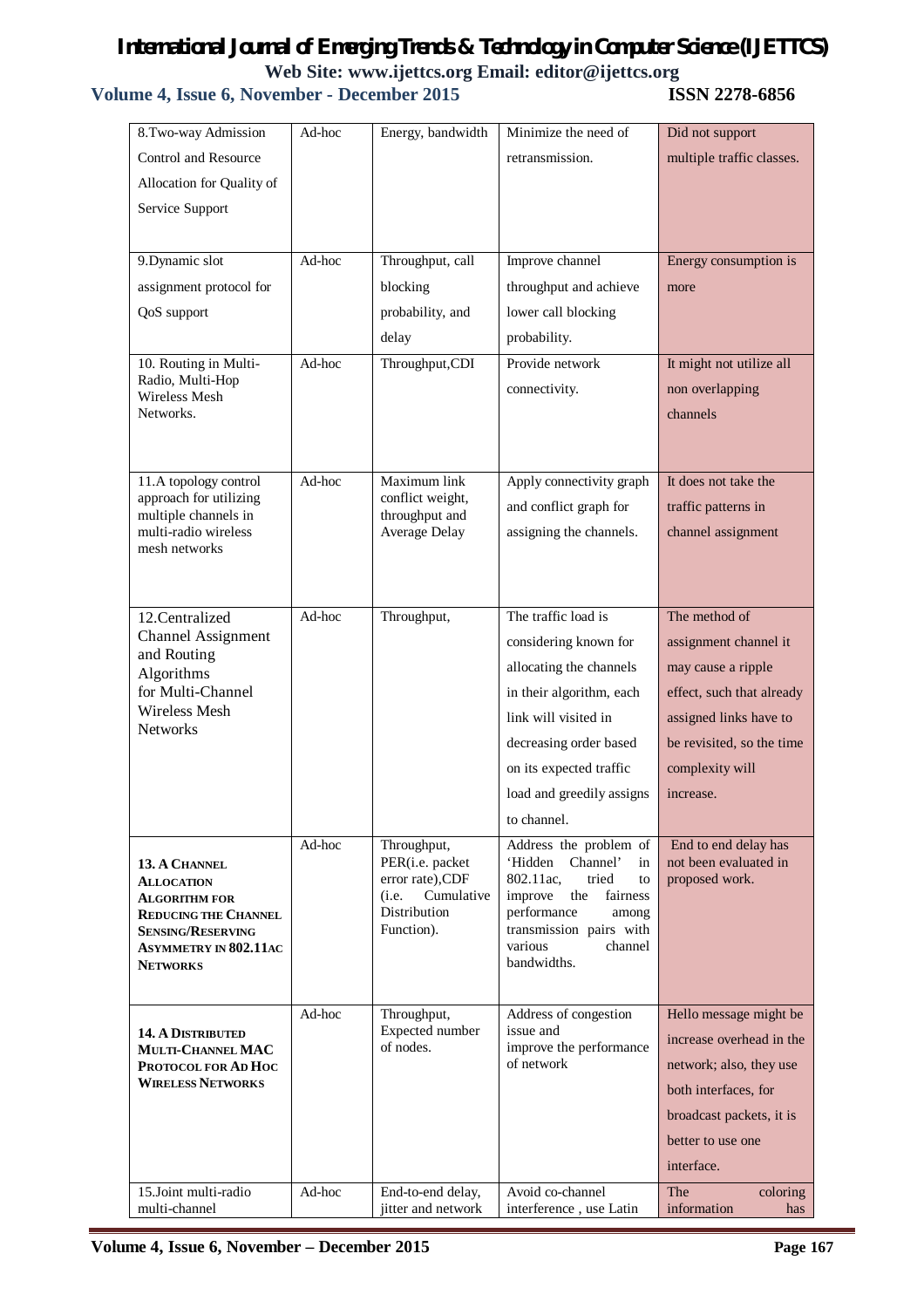| 8.Two-way Admission Control and Resource Allocation for Quality of Service Support | Ad-hoc | Energy, bandwidth | Minimize the need of retransmission. | Did not support multiple traffic classes. |
|---|---|---|---|---|
| 9.Dynamic slot assignment protocol for QoS support | Ad-hoc | Throughput, call blocking probability, and delay | Improve channel throughput and achieve lower call blocking probability. | Energy consumption is more |
| 10. Routing in Multi-Radio, Multi-Hop Wireless Mesh Networks. | Ad-hoc | Throughput,CDI | Provide network connectivity. | It might not utilize all non overlapping channels |
| 11.A topology control approach for utilizing multiple channels in multi-radio wireless mesh networks | Ad-hoc | Maximum link conflict weight, throughput and Average Delay | Apply connectivity graph and conflict graph for assigning the channels. | It does not take the traffic patterns in channel assignment |
| 12.Centralized Channel Assignment and Routing Algorithms for Multi-Channel Wireless Mesh Networks | Ad-hoc | Throughput, | The traffic load is considering known for allocating the channels in their algorithm, each link will visited in decreasing order based on its expected traffic load and greedily assigns to channel. | The method of assignment channel it may cause a ripple effect, such that already assigned links have to be revisited, so the time complexity will increase. |
| **13. A Channel Allocation Algorithm for Reducing the Channel Sensing/Reserving Asymmetry in 802.11ac Networks** | Ad-hoc | Throughput, PER(i.e. packet error rate),CDF (i.e. Cumulative Distribution Function). | Address the problem of 'Hidden Channel' in 802.11ac, tried to improve the fairness performance among transmission pairs with various channel bandwidths. | End to end delay has not been evaluated in proposed work. |
| **14. A Distributed Multi-Channel MAC Protocol for Ad Hoc Wireless Networks** | Ad-hoc | Throughput, Expected number of nodes. | Address of congestion issue and improve the performance of network | Hello message might be increase overhead in the network; also, they use both interfaces, for broadcast packets, it is better to use one interface. |
| 15.Joint multi-radio multi-channel | Ad-hoc | End-to-end delay, jitter and network | Avoid co-channel interference , use Latin | The coloring information has |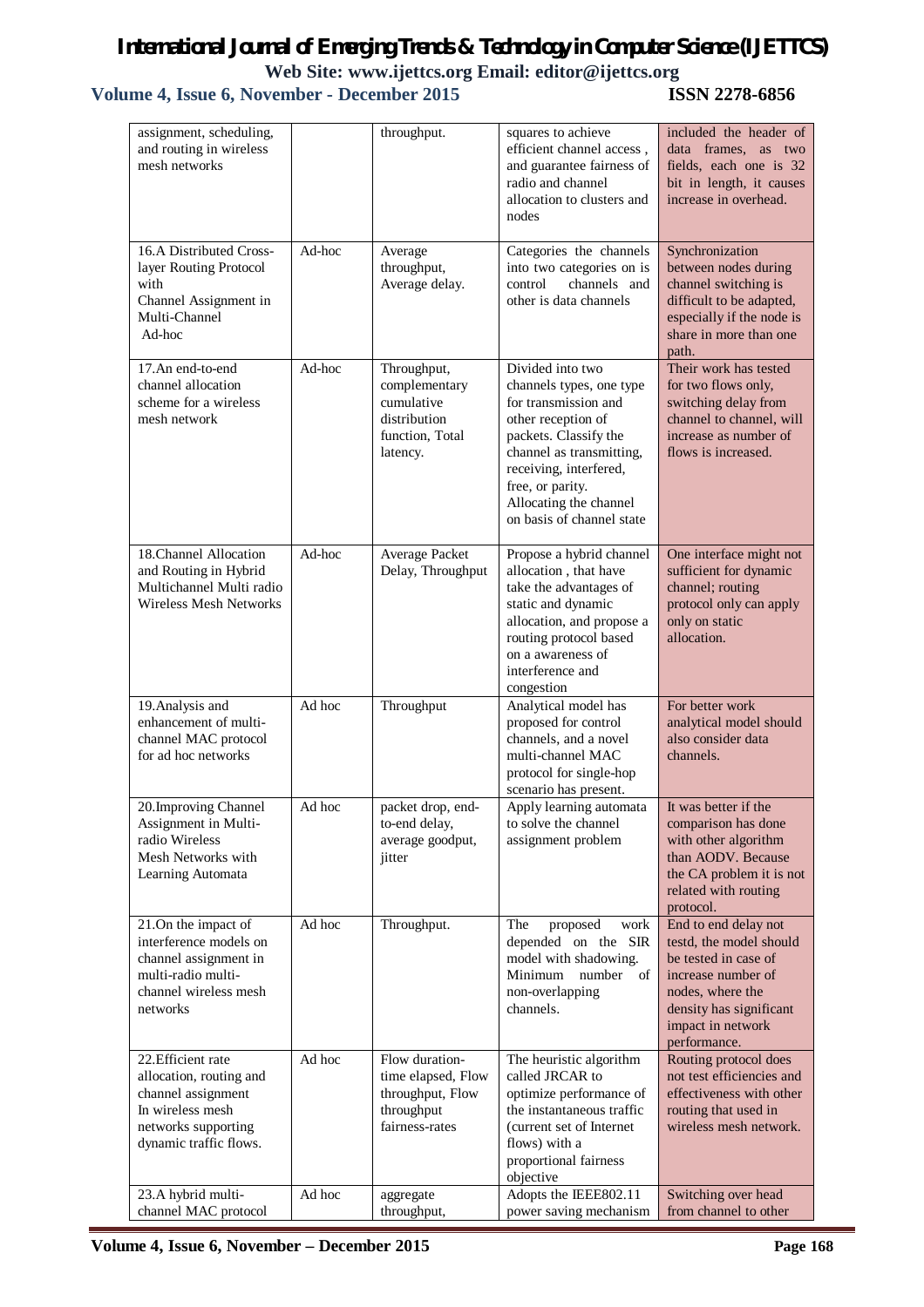| assignment, scheduling, and routing in wireless mesh networks | | throughput. | squares to achieve efficient channel access , and guarantee fairness of radio and channel allocation to clusters and nodes | included the header of data frames, as two fields, each one is 32 bit in length, it causes increase in overhead. |
|---|---|---|---|---|
| 16.A Distributed Cross-layer Routing Protocol with Channel Assignment in Multi-Channel Ad-hoc | Ad-hoc | Average throughput, Average delay. | Categories the channels into two categories on is control channels and other is data channels | Synchronization between nodes during channel switching is difficult to be adapted, especially if the node is share in more than one path. |
| 17.An end-to-end channel allocation scheme for a wireless mesh network | Ad-hoc | Throughput, complementary cumulative distribution function, Total latency. | Divided into two channels types, one type for transmission and other reception of packets. Classify the channel as transmitting, receiving, interfered, free, or parity. Allocating the channel on basis of channel state | Their work has tested for two flows only, switching delay from channel to channel, will increase as number of flows is increased. |
| 18.Channel Allocation and Routing in Hybrid Multichannel Multi radio Wireless Mesh Networks | Ad-hoc | Average Packet Delay, Throughput | Propose a hybrid channel allocation , that have take the advantages of static and dynamic allocation, and propose a routing protocol based on a awareness of interference and congestion | One interface might not sufficient for dynamic channel; routing protocol only can apply only on static allocation. |
| 19.Analysis and enhancement of multi-channel MAC protocol for ad hoc networks | Ad hoc | Throughput | Analytical model has proposed for control channels, and a novel multi-channel MAC protocol for single-hop scenario has present. | For better work analytical model should also consider data channels. |
| 20.Improving Channel Assignment in Multi-radio Wireless Mesh Networks with Learning Automata | Ad hoc | packet drop, end-to-end delay, average goodput, jitter | Apply learning automata to solve the channel assignment problem | It was better if the comparison has done with other algorithm than AODV. Because the CA problem it is not related with routing protocol. |
| 21.On the impact of interference models on channel assignment in multi-radio multi-channel wireless mesh networks | Ad hoc | Throughput. | The proposed work depended on the SIR model with shadowing. Minimum number of non-overlapping channels. | End to end delay not testd, the model should be tested in case of increase number of nodes, where the density has significant impact in network performance. |
| 22.Efficient rate allocation, routing and channel assignment In wireless mesh networks supporting dynamic traffic flows. | Ad hoc | Flow duration-time elapsed, Flow throughput, Flow throughput fairness-rates | The heuristic algorithm called JRCAR to optimize performance of the instantaneous traffic (current set of Internet flows) with a proportional fairness objective | Routing protocol does not test efficiencies and effectiveness with other routing that used in wireless mesh network. |
| 23.A hybrid multi-channel MAC protocol | Ad hoc | aggregate throughput, | Adopts the IEEE802.11 power saving mechanism | Switching over head from channel to other |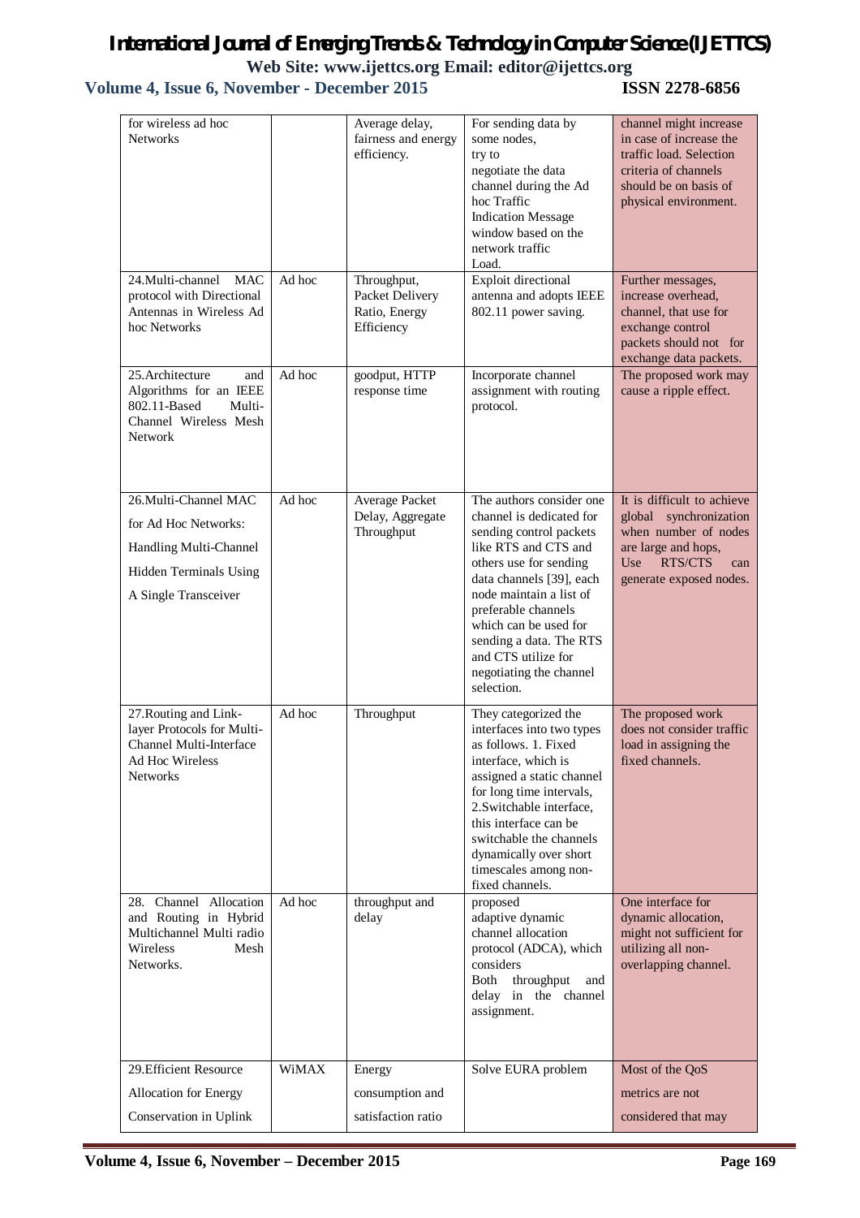| | | | | |
|---|---|---|---|---|
| for wireless ad hoc Networks | | Average delay, fairness and energy efficiency. | For sending data by some nodes, try to negotiate the data channel during the Ad hoc Traffic Indication Message window based on the network traffic Load. | channel might increase in case of increase the traffic load. Selection criteria of channels should be on basis of physical environment. |
| 24.Multi-channel MAC protocol with Directional Antennas in Wireless Ad hoc Networks | Ad hoc | Throughput, Packet Delivery Ratio, Energy Efficiency | Exploit directional antenna and adopts IEEE 802.11 power saving. | Further messages, increase overhead, channel, that use for exchange control packets should not for exchange data packets. |
| 25.Architecture and Algorithms for an IEEE 802.11-Based Multi-Channel Wireless Mesh Network | Ad hoc | goodput, HTTP response time | Incorporate channel assignment with routing protocol. | The proposed work may cause a ripple effect. |
| 26.Multi-Channel MAC for Ad Hoc Networks: Handling Multi-Channel Hidden Terminals Using A Single Transceiver | Ad hoc | Average Packet Delay, Aggregate Throughput | The authors consider one channel is dedicated for sending control packets like RTS and CTS and others use for sending data channels [39], each node maintain a list of preferable channels which can be used for sending a data. The RTS and CTS utilize for negotiating the channel selection. | It is difficult to achieve global synchronization when number of nodes are large and hops, Use RTS/CTS can generate exposed nodes. |
| 27.Routing and Link-layer Protocols for Multi-Channel Multi-Interface Ad Hoc Wireless Networks | Ad hoc | Throughput | They categorized the interfaces into two types as follows. 1. Fixed interface, which is assigned a static channel for long time intervals, 2.Switchable interface, this interface can be switchable the channels dynamically over short timescales among non-fixed channels. | The proposed work does not consider traffic load in assigning the fixed channels. |
| 28. Channel Allocation and Routing in Hybrid Multichannel Multi radio Wireless Mesh Networks. | Ad hoc | throughput and delay | proposed adaptive dynamic channel allocation protocol (ADCA), which considers Both throughput and delay in the channel assignment. | One interface for dynamic allocation, might not sufficient for utilizing all non-overlapping channel. |
| 29.Efficient Resource Allocation for Energy Conservation in Uplink | WiMAX | Energy consumption and satisfaction ratio | Solve EURA problem | Most of the QoS metrics are not considered that may |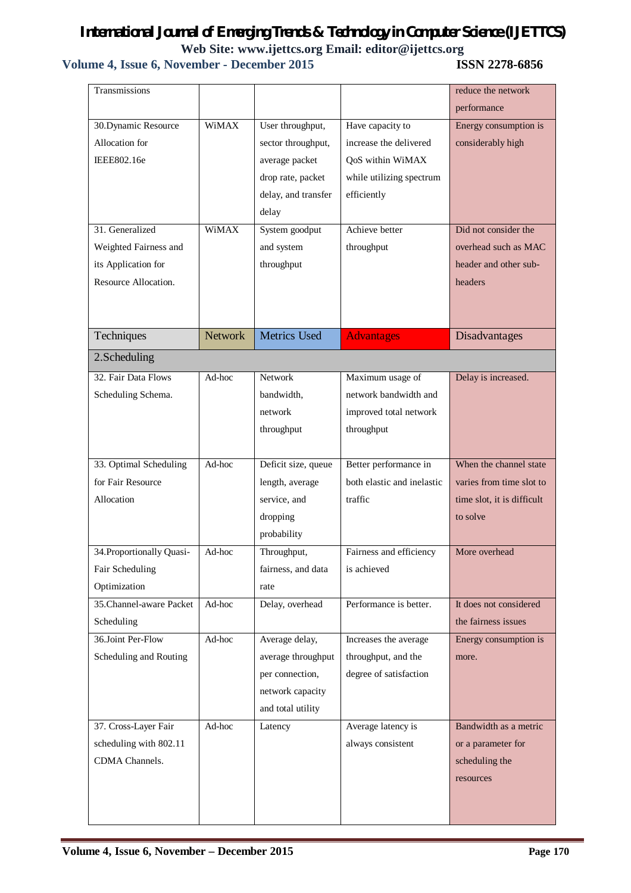| | | | | |
|---|---|---|---|---|
| Transmissions | | | | reduce the network performance |
| 30.Dynamic Resource Allocation for IEEE802.16e | WiMAX | User throughput, sector throughput, average packet drop rate, packet delay, and transfer delay | Have capacity to increase the delivered QoS within WiMAX while utilizing spectrum efficiently | Energy consumption is considerably high |
| 31. Generalized Weighted Fairness and its Application for Resource Allocation. | WiMAX | System goodput and system throughput | Achieve better throughput | Did not consider the overhead such as MAC header and other sub-headers |

| Techniques | Network | Metrics Used | Advantages | Disadvantages |
|---|---|---|---|---|
| 2.Scheduling | | | | |
| 32. Fair Data Flows Scheduling Schema. | Ad-hoc | Network bandwidth, network throughput | Maximum usage of network bandwidth and improved total network throughput | Delay is increased. |
| 33. Optimal Scheduling for Fair Resource Allocation | Ad-hoc | Deficit size, queue length, average service, and dropping probability | Better performance in both elastic and inelastic traffic | When the channel state varies from time slot to time slot, it is difficult to solve |
| 34.Proportionally Quasi-Fair Scheduling Optimization | Ad-hoc | Throughput, fairness, and data rate | Fairness and efficiency is achieved | More overhead |
| 35.Channel-aware Packet Scheduling | Ad-hoc | Delay, overhead | Performance is better. | It does not considered the fairness issues |
| 36.Joint Per-Flow Scheduling and Routing | Ad-hoc | Average delay, average throughput per connection, network capacity and total utility | Increases the average throughput, and the degree of satisfaction | Energy consumption is more. |
| 37. Cross-Layer Fair scheduling with 802.11 CDMA Channels. | Ad-hoc | Latency | Average latency is always consistent | Bandwidth as a metric or a parameter for scheduling the resources |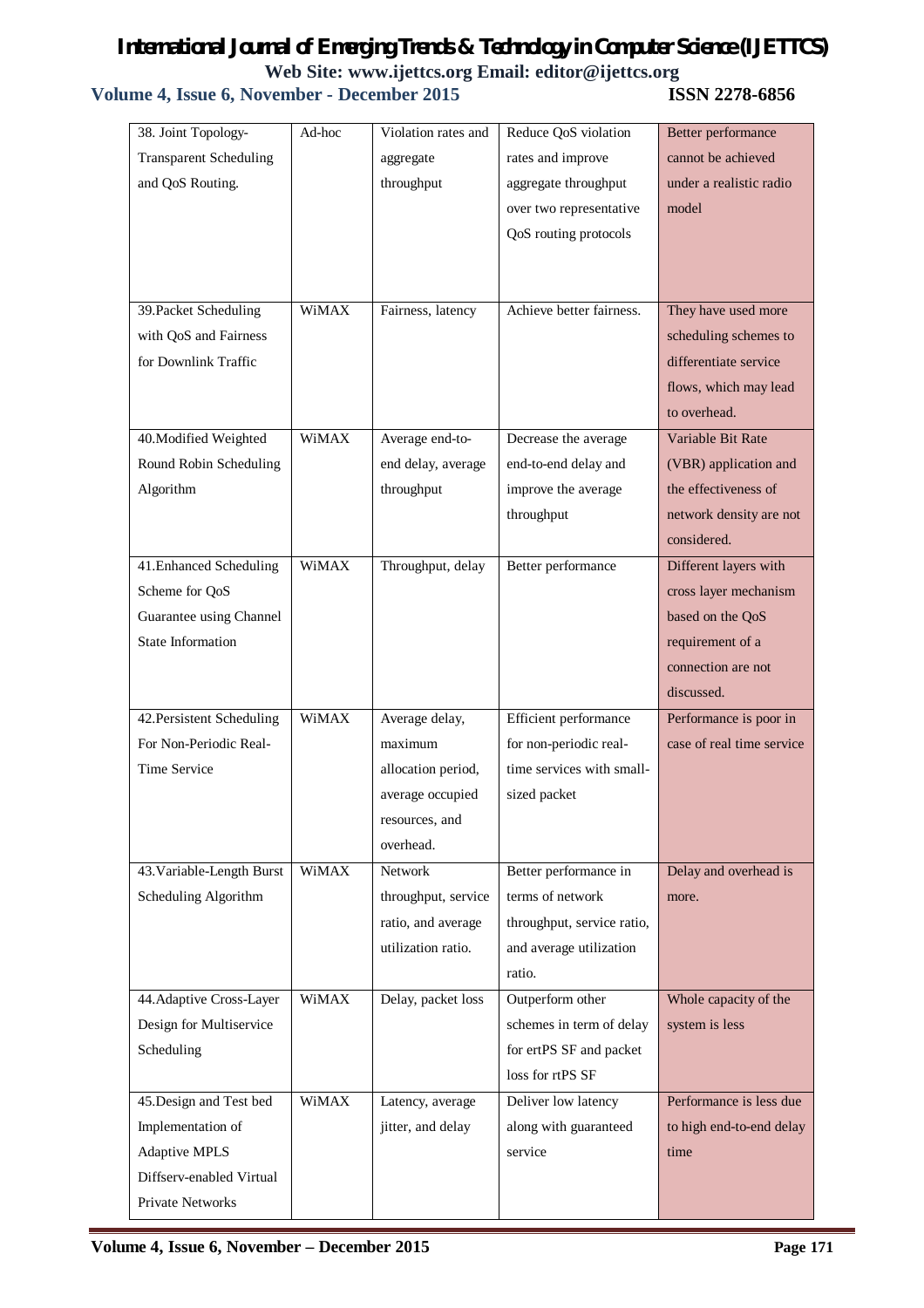| | | | | |
|---|---|---|---|---|
| 38. Joint Topology-Transparent Scheduling and QoS Routing. | Ad-hoc | Violation rates and aggregate throughput | Reduce QoS violation rates and improve aggregate throughput over two representative QoS routing protocols | Better performance cannot be achieved under a realistic radio model |
| 39.Packet Scheduling with QoS and Fairness for Downlink Traffic | WiMAX | Fairness, latency | Achieve better fairness. | They have used more scheduling schemes to differentiate service flows, which may lead to overhead. |
| 40.Modified Weighted Round Robin Scheduling Algorithm | WiMAX | Average end-to-end delay, average throughput | Decrease the average end-to-end delay and improve the average throughput | Variable Bit Rate (VBR) application and the effectiveness of network density are not considered. |
| 41.Enhanced Scheduling Scheme for QoS Guarantee using Channel State Information | WiMAX | Throughput, delay | Better performance | Different layers with cross layer mechanism based on the QoS requirement of a connection are not discussed. |
| 42.Persistent Scheduling For Non-Periodic Real-Time Service | WiMAX | Average delay, maximum allocation period, average occupied resources, and overhead. | Efficient performance for non-periodic real-time services with small-sized packet | Performance is poor in case of real time service |
| 43.Variable-Length Burst Scheduling Algorithm | WiMAX | Network throughput, service ratio, and average utilization ratio. | Better performance in terms of network throughput, service ratio, and average utilization ratio. | Delay and overhead is more. |
| 44.Adaptive Cross-Layer Design for Multiservice Scheduling | WiMAX | Delay, packet loss | Outperform other schemes in term of delay for ertPS SF and packet loss for rtPS SF | Whole capacity of the system is less |
| 45.Design and Test bed Implementation of Adaptive MPLS Diffserv-enabled Virtual Private Networks | WiMAX | Latency, average jitter, and delay | Deliver low latency along with guaranteed service | Performance is less due to high end-to-end delay time |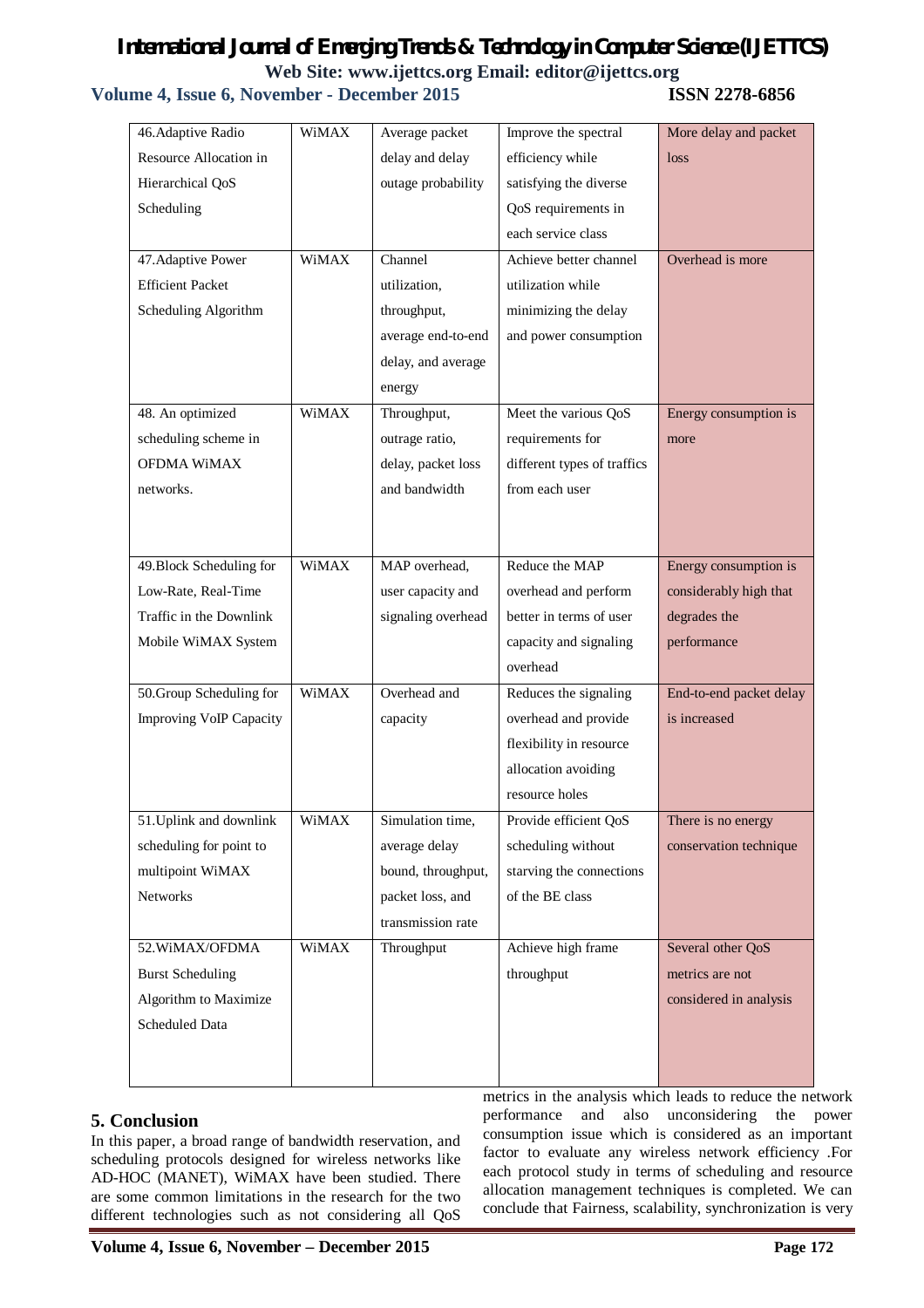| 46.Adaptive Radio Resource Allocation in Hierarchical QoS Scheduling | WiMAX | Average packet delay and delay outage probability | Improve the spectral efficiency while satisfying the diverse QoS requirements in each service class | More delay and packet loss |
|---|---|---|---|---|
| 47.Adaptive Power Efficient Packet Scheduling Algorithm | WiMAX | Channel utilization, throughput, average end-to-end delay, and average energy | Achieve better channel utilization while minimizing the delay and power consumption | Overhead is more |
| 48. An optimized scheduling scheme in OFDMA WiMAX networks. | WiMAX | Throughput, outrage ratio, delay, packet loss and bandwidth | Meet the various QoS requirements for different types of traffics from each user | Energy consumption is more |
| 49.Block Scheduling for Low-Rate, Real-Time Traffic in the Downlink Mobile WiMAX System | WiMAX | MAP overhead, user capacity and signaling overhead | Reduce the MAP overhead and perform better in terms of user capacity and signaling overhead | Energy consumption is considerably high that degrades the performance |
| 50.Group Scheduling for Improving VoIP Capacity | WiMAX | Overhead and capacity | Reduces the signaling overhead and provide flexibility in resource allocation avoiding resource holes | End-to-end packet delay is increased |
| 51.Uplink and downlink scheduling for point to multipoint WiMAX Networks | WiMAX | Simulation time, average delay bound, throughput, packet loss, and transmission rate | Provide efficient QoS scheduling without starving the connections of the BE class | There is no energy conservation technique |
| 52.WiMAX/OFDMA Burst Scheduling Algorithm to Maximize Scheduled Data | WiMAX | Throughput | Achieve high frame throughput | Several other QoS metrics are not considered in analysis |

## 5. Conclusion

In this paper, a broad range of bandwidth reservation, and scheduling protocols designed for wireless networks like AD-HOC (MANET), WiMAX have been studied. There are some common limitations in the research for the two different technologies such as not considering all QoS metrics in the analysis which leads to reduce the network performance and also unconsidering the power consumption issue which is considered as an important factor to evaluate any wireless network efficiency .For each protocol study in terms of scheduling and resource allocation management techniques is completed. We can conclude that Fairness, scalability, synchronization is very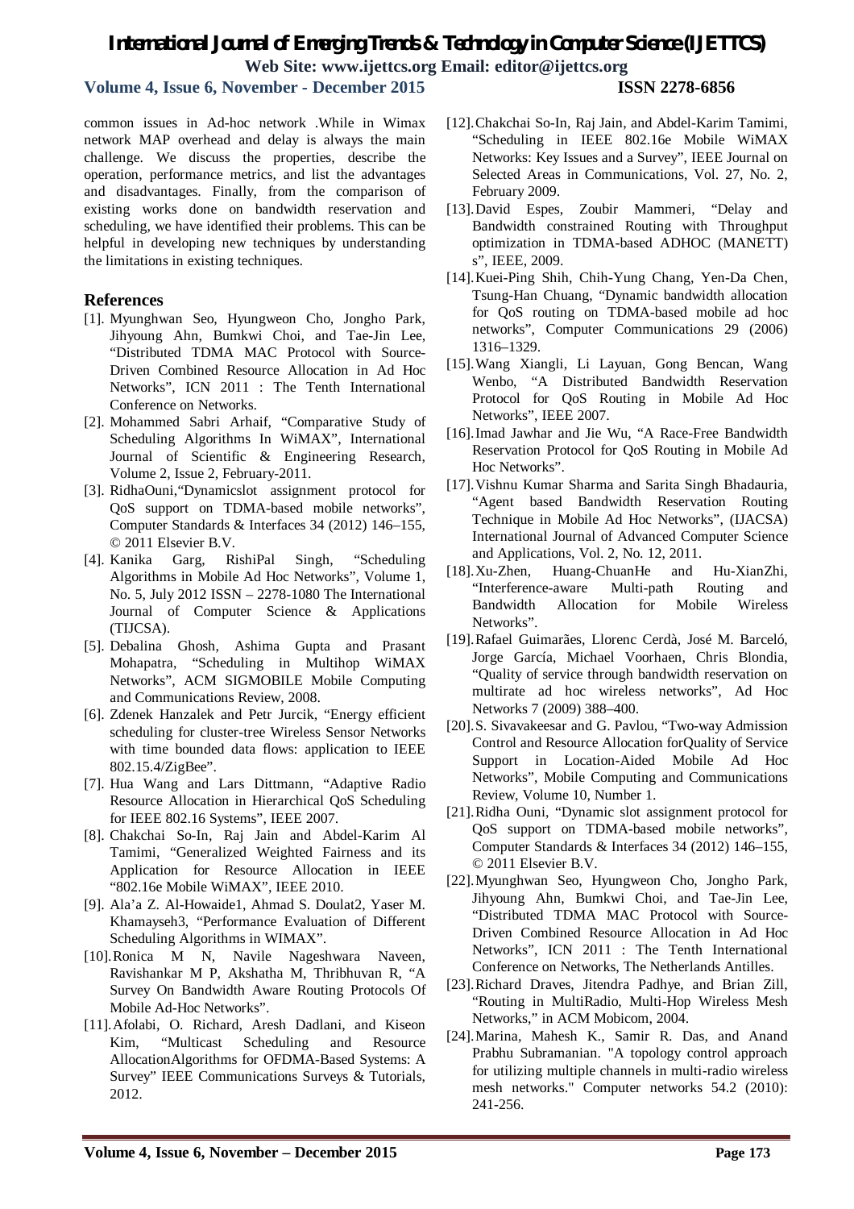common issues in Ad-hoc network .While in Wimax network MAP overhead and delay is always the main challenge. We discuss the properties, describe the operation, performance metrics, and list the advantages and disadvantages. Finally, from the comparison of existing works done on bandwidth reservation and scheduling, we have identified their problems. This can be helpful in developing new techniques by understanding the limitations in existing techniques.

## References

[1]. Myunghwan Seo, Hyungweon Cho, Jongho Park, Jihyoung Ahn, Bumkwi Choi, and Tae-Jin Lee, "Distributed TDMA MAC Protocol with Source-Driven Combined Resource Allocation in Ad Hoc Networks", ICN 2011 : The Tenth International Conference on Networks.

[2]. Mohammed Sabri Arhaif, "Comparative Study of Scheduling Algorithms In WiMAX", International Journal of Scientific & Engineering Research, Volume 2, Issue 2, February-2011.

[3]. RidhaOuni,"Dynamicslot assignment protocol for QoS support on TDMA-based mobile networks", Computer Standards & Interfaces 34 (2012) 146–155, © 2011 Elsevier B.V.

[4]. Kanika Garg, RishiPal Singh, "Scheduling Algorithms in Mobile Ad Hoc Networks", Volume 1, No. 5, July 2012 ISSN – 2278-1080 The International Journal of Computer Science & Applications (TIJCSA).

[5]. Debalina Ghosh, Ashima Gupta and Prasant Mohapatra, "Scheduling in Multihop WiMAX Networks", ACM SIGMOBILE Mobile Computing and Communications Review, 2008.

[6]. Zdenek Hanzalek and Petr Jurcik, "Energy efficient scheduling for cluster-tree Wireless Sensor Networks with time bounded data flows: application to IEEE 802.15.4/ZigBee".

[7]. Hua Wang and Lars Dittmann, "Adaptive Radio Resource Allocation in Hierarchical QoS Scheduling for IEEE 802.16 Systems", IEEE 2007.

[8]. Chakchai So-In, Raj Jain and Abdel-Karim Al Tamimi, "Generalized Weighted Fairness and its Application for Resource Allocation in IEEE "802.16e Mobile WiMAX", IEEE 2010.

[9]. Ala'a Z. Al-Howaide1, Ahmad S. Doulat2, Yaser M. Khamayseh3, "Performance Evaluation of Different Scheduling Algorithms in WIMAX".

[10]. Ronica M N, Navile Nageshwara Naveen, Ravishankar M P, Akshatha M, Thribhuvan R, "A Survey On Bandwidth Aware Routing Protocols Of Mobile Ad-Hoc Networks".

[11]. Afolabi, O. Richard, Aresh Dadlani, and Kiseon Kim, "Multicast Scheduling and Resource AllocationAlgorithms for OFDMA-Based Systems: A Survey" IEEE Communications Surveys & Tutorials, 2012.

[12]. Chakchai So-In, Raj Jain, and Abdel-Karim Tamimi, "Scheduling in IEEE 802.16e Mobile WiMAX Networks: Key Issues and a Survey", IEEE Journal on Selected Areas in Communications, Vol. 27, No. 2, February 2009.

[13]. David Espes, Zoubir Mammeri, "Delay and Bandwidth constrained Routing with Throughput optimization in TDMA-based ADHOC (MANETT) s", IEEE, 2009.

[14]. Kuei-Ping Shih, Chih-Yung Chang, Yen-Da Chen, Tsung-Han Chuang, "Dynamic bandwidth allocation for QoS routing on TDMA-based mobile ad hoc networks", Computer Communications 29 (2006) 1316–1329.

[15]. Wang Xiangli, Li Layuan, Gong Bencan, Wang Wenbo, "A Distributed Bandwidth Reservation Protocol for QoS Routing in Mobile Ad Hoc Networks", IEEE 2007.

[16]. Imad Jawhar and Jie Wu, "A Race-Free Bandwidth Reservation Protocol for QoS Routing in Mobile Ad Hoc Networks".

[17]. Vishnu Kumar Sharma and Sarita Singh Bhadauria, "Agent based Bandwidth Reservation Routing Technique in Mobile Ad Hoc Networks", (IJACSA) International Journal of Advanced Computer Science and Applications, Vol. 2, No. 12, 2011.

[18]. Xu-Zhen, Huang-ChuanHe and Hu-XianZhi, "Interference-aware Multi-path Routing and Bandwidth Allocation for Mobile Wireless Networks".

[19]. Rafael Guimarães, Llorenc Cerdà, José M. Barceló, Jorge García, Michael Voorhaen, Chris Blondia, "Quality of service through bandwidth reservation on multirate ad hoc wireless networks", Ad Hoc Networks 7 (2009) 388–400.

[20]. S. Sivavakeesar and G. Pavlou, "Two-way Admission Control and Resource Allocation forQuality of Service Support in Location-Aided Mobile Ad Hoc Networks", Mobile Computing and Communications Review, Volume 10, Number 1.

[21]. Ridha Ouni, "Dynamic slot assignment protocol for QoS support on TDMA-based mobile networks", Computer Standards & Interfaces 34 (2012) 146–155, © 2011 Elsevier B.V.

[22]. Myunghwan Seo, Hyungweon Cho, Jongho Park, Jihyoung Ahn, Bumkwi Choi, and Tae-Jin Lee, "Distributed TDMA MAC Protocol with Source-Driven Combined Resource Allocation in Ad Hoc Networks", ICN 2011 : The Tenth International Conference on Networks, The Netherlands Antilles.

[23]. Richard Draves, Jitendra Padhye, and Brian Zill, "Routing in MultiRadio, Multi-Hop Wireless Mesh Networks," in ACM Mobicom, 2004.

[24]. Marina, Mahesh K., Samir R. Das, and Anand Prabhu Subramanian. "A topology control approach for utilizing multiple channels in multi-radio wireless mesh networks." Computer networks 54.2 (2010): 241-256.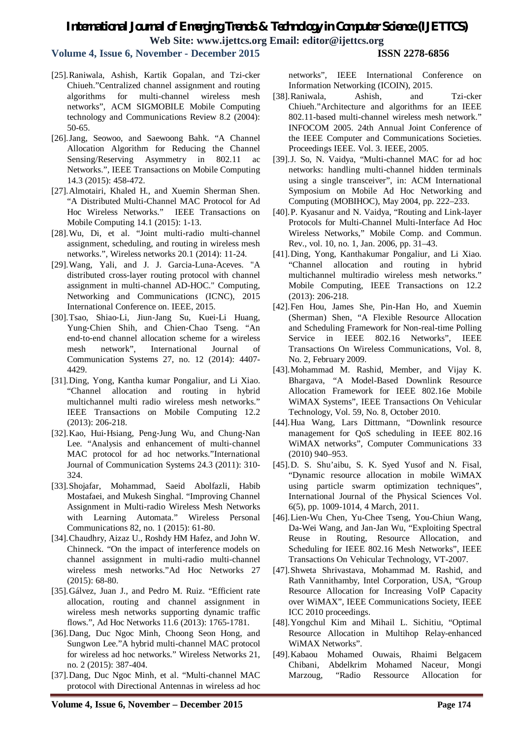[25].Raniwala, Ashish, Kartik Gopalan, and Tzi-cker Chiueh."Centralized channel assignment and routing algorithms for multi-channel wireless mesh networks", ACM SIGMOBILE Mobile Computing technology and Communications Review 8.2 (2004): 50-65.

[26].Jang, Seowoo, and Saewoong Bahk. "A Channel Allocation Algorithm for Reducing the Channel Sensing/Reserving Asymmetry in 802.11 ac Networks.", IEEE Transactions on Mobile Computing 14.3 (2015): 458-472.

[27].Almotairi, Khaled H., and Xuemin Sherman Shen. "A Distributed Multi-Channel MAC Protocol for Ad Hoc Wireless Networks." IEEE Transactions on Mobile Computing 14.1 (2015): 1-13.

[28].Wu, Di, et al. "Joint multi-radio multi-channel assignment, scheduling, and routing in wireless mesh networks.", Wireless networks 20.1 (2014): 11-24.

[29].Wang, Yali, and J. J. Garcia-Luna-Aceves. "A distributed cross-layer routing protocol with channel assignment in multi-channel AD-HOC." Computing, Networking and Communications (ICNC), 2015 International Conference on. IEEE, 2015.

[30].Tsao, Shiao-Li, Jiun-Jang Su, Kuei-Li Huang, Yung-Chien Shih, and Chien-Chao Tseng. "An end-to-end channel allocation scheme for a wireless mesh network", International Journal of Communication Systems 27, no. 12 (2014): 4407-4429.

[31].Ding, Yong, Kantha kumar Pongaliur, and Li Xiao. "Channel allocation and routing in hybrid multichannel multi radio wireless mesh networks." IEEE Transactions on Mobile Computing 12.2 (2013): 206-218.

[32].Kao, Hui-Hsiang, Peng-Jung Wu, and Chung-Nan Lee. "Analysis and enhancement of multi-channel MAC protocol for ad hoc networks."International Journal of Communication Systems 24.3 (2011): 310-324.

[33].Shojafar, Mohammad, Saeid Abolfazli, Habib Mostafaei, and Mukesh Singhal. "Improving Channel Assignment in Multi-radio Wireless Mesh Networks with Learning Automata." Wireless Personal Communications 82, no. 1 (2015): 61-80.

[34].Chaudhry, Aizaz U., Roshdy HM Hafez, and John W. Chinneck. "On the impact of interference models on channel assignment in multi-radio multi-channel wireless mesh networks."Ad Hoc Networks 27 (2015): 68-80.

[35].Gálvez, Juan J., and Pedro M. Ruiz. "Efficient rate allocation, routing and channel assignment in wireless mesh networks supporting dynamic traffic flows.", Ad Hoc Networks 11.6 (2013): 1765-1781.

[36].Dang, Duc Ngoc Minh, Choong Seon Hong, and Sungwon Lee."A hybrid multi-channel MAC protocol for wireless ad hoc networks." Wireless Networks 21, no. 2 (2015): 387-404.

[37].Dang, Duc Ngoc Minh, et al. "Multi-channel MAC protocol with Directional Antennas in wireless ad hoc networks", IEEE International Conference on Information Networking (ICOIN), 2015.

[38].Raniwala, Ashish, and Tzi-cker Chiueh."Architecture and algorithms for an IEEE 802.11-based multi-channel wireless mesh network." INFOCOM 2005. 24th Annual Joint Conference of the IEEE Computer and Communications Societies. Proceedings IEEE. Vol. 3. IEEE, 2005.

[39].J. So, N. Vaidya, "Multi-channel MAC for ad hoc networks: handling multi-channel hidden terminals using a single transceiver", in: ACM International Symposium on Mobile Ad Hoc Networking and Computing (MOBIHOC), May 2004, pp. 222–233.

[40].P. Kyasanur and N. Vaidya, "Routing and Link-layer Protocols for Multi-Channel Multi-Interface Ad Hoc Wireless Networks," Mobile Comp. and Commun. Rev., vol. 10, no. 1, Jan. 2006, pp. 31–43.

[41].Ding, Yong, Kanthakumar Pongaliur, and Li Xiao. "Channel allocation and routing in hybrid multichannel multiradio wireless mesh networks." Mobile Computing, IEEE Transactions on 12.2 (2013): 206-218.

[42].Fen Hou, James She, Pin-Han Ho, and Xuemin (Sherman) Shen, "A Flexible Resource Allocation and Scheduling Framework for Non-real-time Polling Service in IEEE 802.16 Networks", IEEE Transactions On Wireless Communications, Vol. 8, No. 2, February 2009.

[43].Mohammad M. Rashid, Member, and Vijay K. Bhargava, "A Model-Based Downlink Resource Allocation Framework for IEEE 802.16e Mobile WiMAX Systems", IEEE Transactions On Vehicular Technology, Vol. 59, No. 8, October 2010.

[44].Hua Wang, Lars Dittmann, "Downlink resource management for QoS scheduling in IEEE 802.16 WiMAX networks", Computer Communications 33 (2010) 940–953.

[45].D. S. Shu'aibu, S. K. Syed Yusof and N. Fisal, "Dynamic resource allocation in mobile WiMAX using particle swarm optimization techniques", International Journal of the Physical Sciences Vol. 6(5), pp. 1009-1014, 4 March, 2011.

[46].Lien-Wu Chen, Yu-Chee Tseng, You-Chiun Wang, Da-Wei Wang, and Jan-Jan Wu, "Exploiting Spectral Reuse in Routing, Resource Allocation, and Scheduling for IEEE 802.16 Mesh Networks", IEEE Transactions On Vehicular Technology, VT-2007.

[47].Shweta Shrivastava, Mohammad M. Rashid, and Rath Vannithamby, Intel Corporation, USA, "Group Resource Allocation for Increasing VoIP Capacity over WiMAX", IEEE Communications Society, IEEE ICC 2010 proceedings.

[48].Yongchul Kim and Mihail L. Sichitiu, "Optimal Resource Allocation in Multihop Relay-enhanced WiMAX Networks".

[49].Kabaou Mohamed Ouwais, Rhaimi Belgacem Chibani, Abdelkrim Mohamed Naceur, Mongi Marzoug, "Radio Ressource Allocation for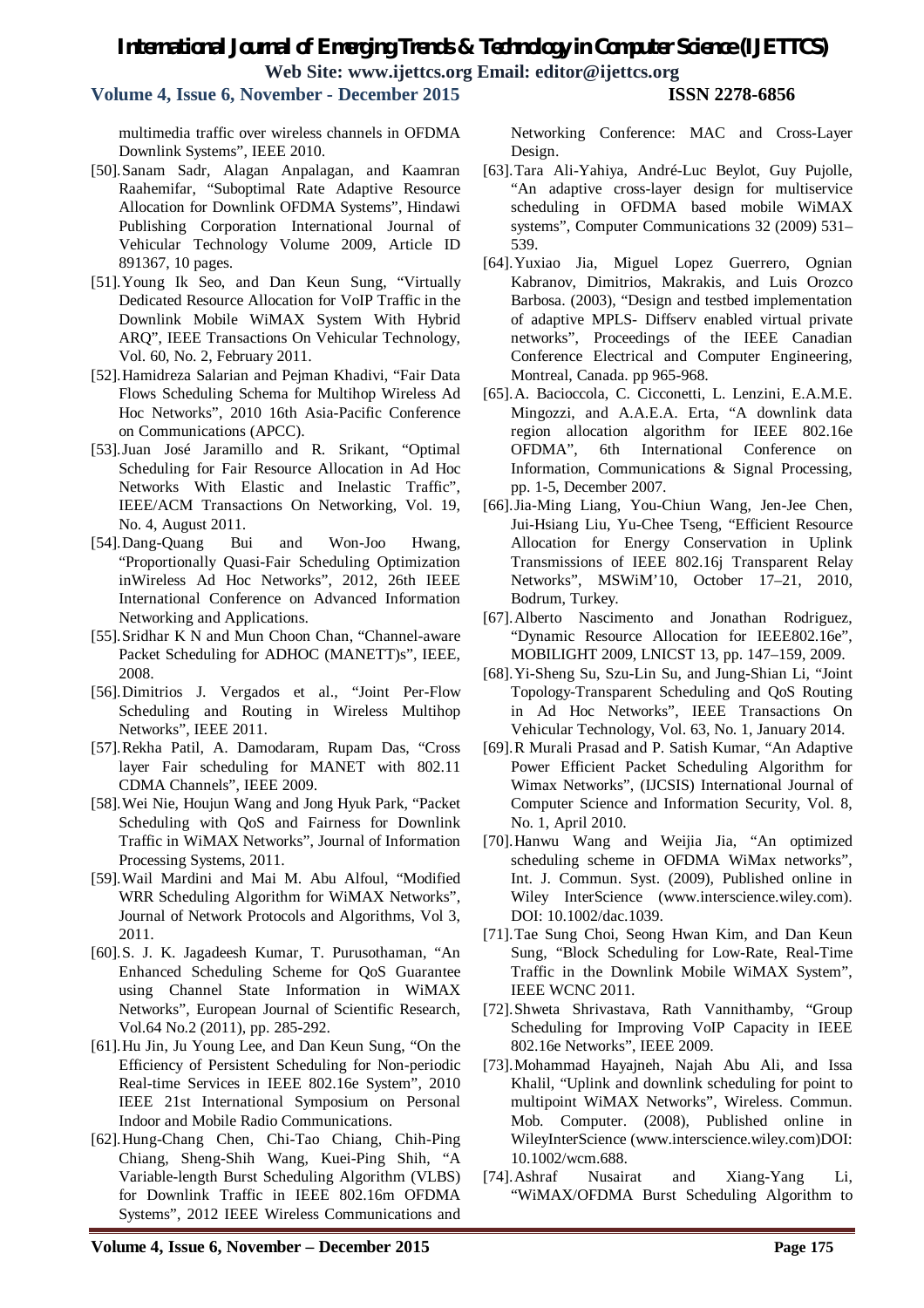multimedia traffic over wireless channels in OFDMA Downlink Systems", IEEE 2010.

[50]. Sanam Sadr, Alagan Anpalagan, and Kaamran Raahemifar, "Suboptimal Rate Adaptive Resource Allocation for Downlink OFDMA Systems", Hindawi Publishing Corporation International Journal of Vehicular Technology Volume 2009, Article ID 891367, 10 pages.

[51]. Young Ik Seo, and Dan Keun Sung, "Virtually Dedicated Resource Allocation for VoIP Traffic in the Downlink Mobile WiMAX System With Hybrid ARQ", IEEE Transactions On Vehicular Technology, Vol. 60, No. 2, February 2011.

[52]. Hamidreza Salarian and Pejman Khadivi, "Fair Data Flows Scheduling Schema for Multihop Wireless Ad Hoc Networks", 2010 16th Asia-Pacific Conference on Communications (APCC).

[53]. Juan José Jaramillo and R. Srikant, "Optimal Scheduling for Fair Resource Allocation in Ad Hoc Networks With Elastic and Inelastic Traffic", IEEE/ACM Transactions On Networking, Vol. 19, No. 4, August 2011.

[54]. Dang-Quang Bui and Won-Joo Hwang, "Proportionally Quasi-Fair Scheduling Optimization inWireless Ad Hoc Networks", 2012, 26th IEEE International Conference on Advanced Information Networking and Applications.

[55]. Sridhar K N and Mun Choon Chan, "Channel-aware Packet Scheduling for ADHOC (MANETT)s", IEEE, 2008.

[56]. Dimitrios J. Vergados et al., "Joint Per-Flow Scheduling and Routing in Wireless Multihop Networks", IEEE 2011.

[57]. Rekha Patil, A. Damodaram, Rupam Das, "Cross layer Fair scheduling for MANET with 802.11 CDMA Channels", IEEE 2009.

[58]. Wei Nie, Houjun Wang and Jong Hyuk Park, "Packet Scheduling with QoS and Fairness for Downlink Traffic in WiMAX Networks", Journal of Information Processing Systems, 2011.

[59]. Wail Mardini and Mai M. Abu Alfoul, "Modified WRR Scheduling Algorithm for WiMAX Networks", Journal of Network Protocols and Algorithms, Vol 3, 2011.

[60]. S. J. K. Jagadeesh Kumar, T. Purusothaman, "An Enhanced Scheduling Scheme for QoS Guarantee using Channel State Information in WiMAX Networks", European Journal of Scientific Research, Vol.64 No.2 (2011), pp. 285-292.

[61]. Hu Jin, Ju Young Lee, and Dan Keun Sung, "On the Efficiency of Persistent Scheduling for Non-periodic Real-time Services in IEEE 802.16e System", 2010 IEEE 21st International Symposium on Personal Indoor and Mobile Radio Communications.

[62]. Hung-Chang Chen, Chi-Tao Chiang, Chih-Ping Chiang, Sheng-Shih Wang, Kuei-Ping Shih, "A Variable-length Burst Scheduling Algorithm (VLBS) for Downlink Traffic in IEEE 802.16m OFDMA Systems", 2012 IEEE Wireless Communications and Networking Conference: MAC and Cross-Layer Design.

[63]. Tara Ali-Yahiya, André-Luc Beylot, Guy Pujolle, "An adaptive cross-layer design for multiservice scheduling in OFDMA based mobile WiMAX systems", Computer Communications 32 (2009) 531–539.

[64]. Yuxiao Jia, Miguel Lopez Guerrero, Ognian Kabranov, Dimitrios, Makrakis, and Luis Orozco Barbosa. (2003), "Design and testbed implementation of adaptive MPLS- Diffserv enabled virtual private networks", Proceedings of the IEEE Canadian Conference Electrical and Computer Engineering, Montreal, Canada. pp 965-968.

[65]. A. Bacioccola, C. Cicconetti, L. Lenzini, E.A.M.E. Mingozzi, and A.A.E.A. Erta, "A downlink data region allocation algorithm for IEEE 802.16e OFDMA", 6th International Conference on Information, Communications & Signal Processing, pp. 1-5, December 2007.

[66]. Jia-Ming Liang, You-Chiun Wang, Jen-Jee Chen, Jui-Hsiang Liu, Yu-Chee Tseng, "Efficient Resource Allocation for Energy Conservation in Uplink Transmissions of IEEE 802.16j Transparent Relay Networks", MSWiM'10, October 17–21, 2010, Bodrum, Turkey.

[67]. Alberto Nascimento and Jonathan Rodriguez, "Dynamic Resource Allocation for IEEE802.16e", MOBILIGHT 2009, LNICST 13, pp. 147–159, 2009.

[68]. Yi-Sheng Su, Szu-Lin Su, and Jung-Shian Li, "Joint Topology-Transparent Scheduling and QoS Routing in Ad Hoc Networks", IEEE Transactions On Vehicular Technology, Vol. 63, No. 1, January 2014.

[69]. R Murali Prasad and P. Satish Kumar, "An Adaptive Power Efficient Packet Scheduling Algorithm for Wimax Networks", (IJCSIS) International Journal of Computer Science and Information Security, Vol. 8, No. 1, April 2010.

[70]. Hanwu Wang and Weijia Jia, "An optimized scheduling scheme in OFDMA WiMax networks", Int. J. Commun. Syst. (2009), Published online in Wiley InterScience (www.interscience.wiley.com). DOI: 10.1002/dac.1039.

[71]. Tae Sung Choi, Seong Hwan Kim, and Dan Keun Sung, "Block Scheduling for Low-Rate, Real-Time Traffic in the Downlink Mobile WiMAX System", IEEE WCNC 2011.

[72]. Shweta Shrivastava, Rath Vannithamby, "Group Scheduling for Improving VoIP Capacity in IEEE 802.16e Networks", IEEE 2009.

[73]. Mohammad Hayajneh, Najah Abu Ali, and Issa Khalil, "Uplink and downlink scheduling for point to multipoint WiMAX Networks", Wireless. Commun. Mob. Computer. (2008), Published online in WileyInterScience (www.interscience.wiley.com)DOI: 10.1002/wcm.688.

[74]. Ashraf Nusairat and Xiang-Yang Li, "WiMAX/OFDMA Burst Scheduling Algorithm to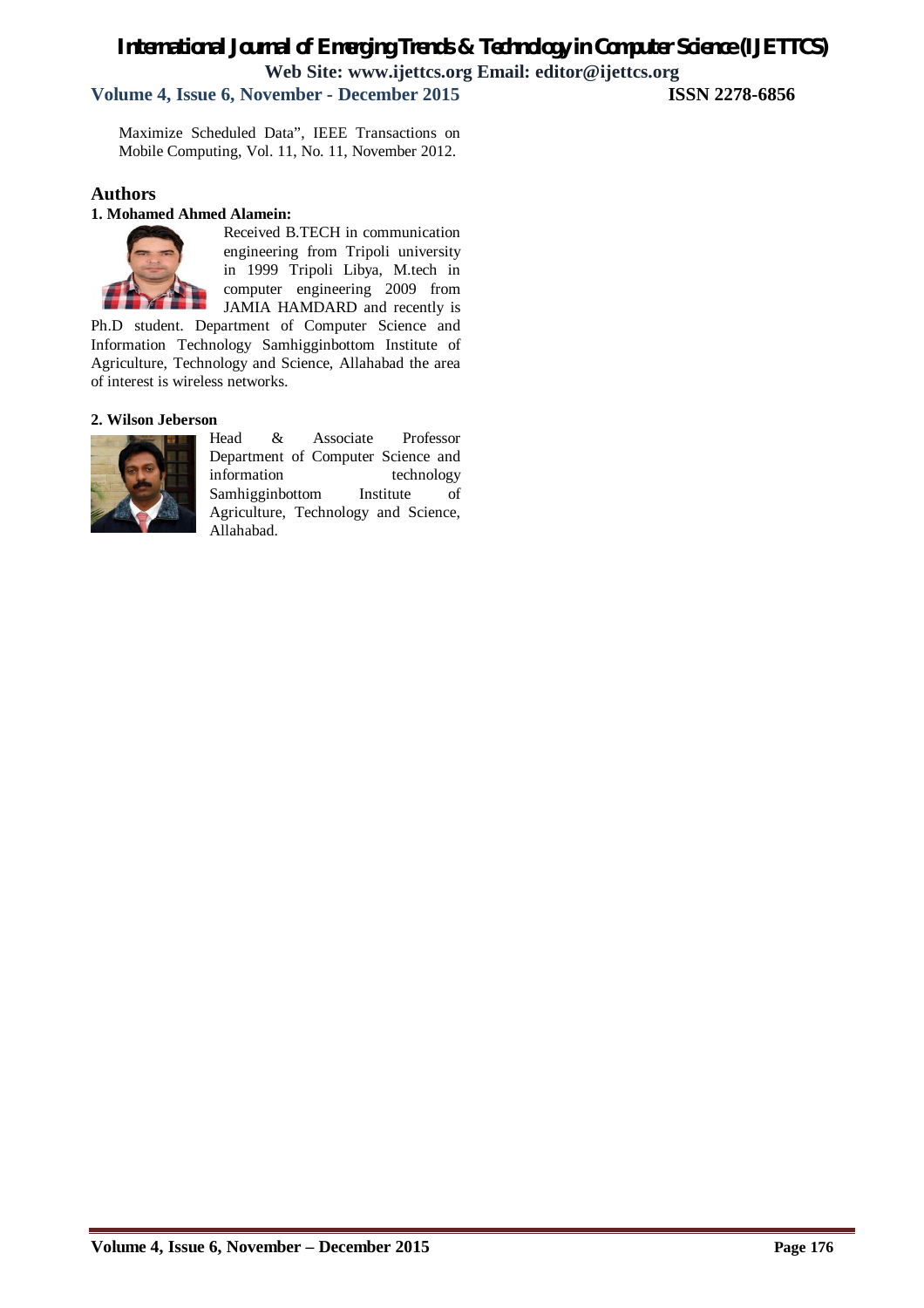Maximize Scheduled Data", IEEE Transactions on Mobile Computing, Vol. 11, No. 11, November 2012.

## Authors

**1. Mohamed Ahmed Alamein:**

Received B.TECH in communication engineering from Tripoli university in 1999 Tripoli Libya, M.tech in computer engineering 2009 from JAMIA HAMDARD and recently is Ph.D student. Department of Computer Science and Information Technology Samhigginbottom Institute of Agriculture, Technology and Science, Allahabad the area of interest is wireless networks.

**2. Wilson Jeberson**

Head & Associate Professor Department of Computer Science and information technology Samhigginbottom Institute of Agriculture, Technology and Science, Allahabad.